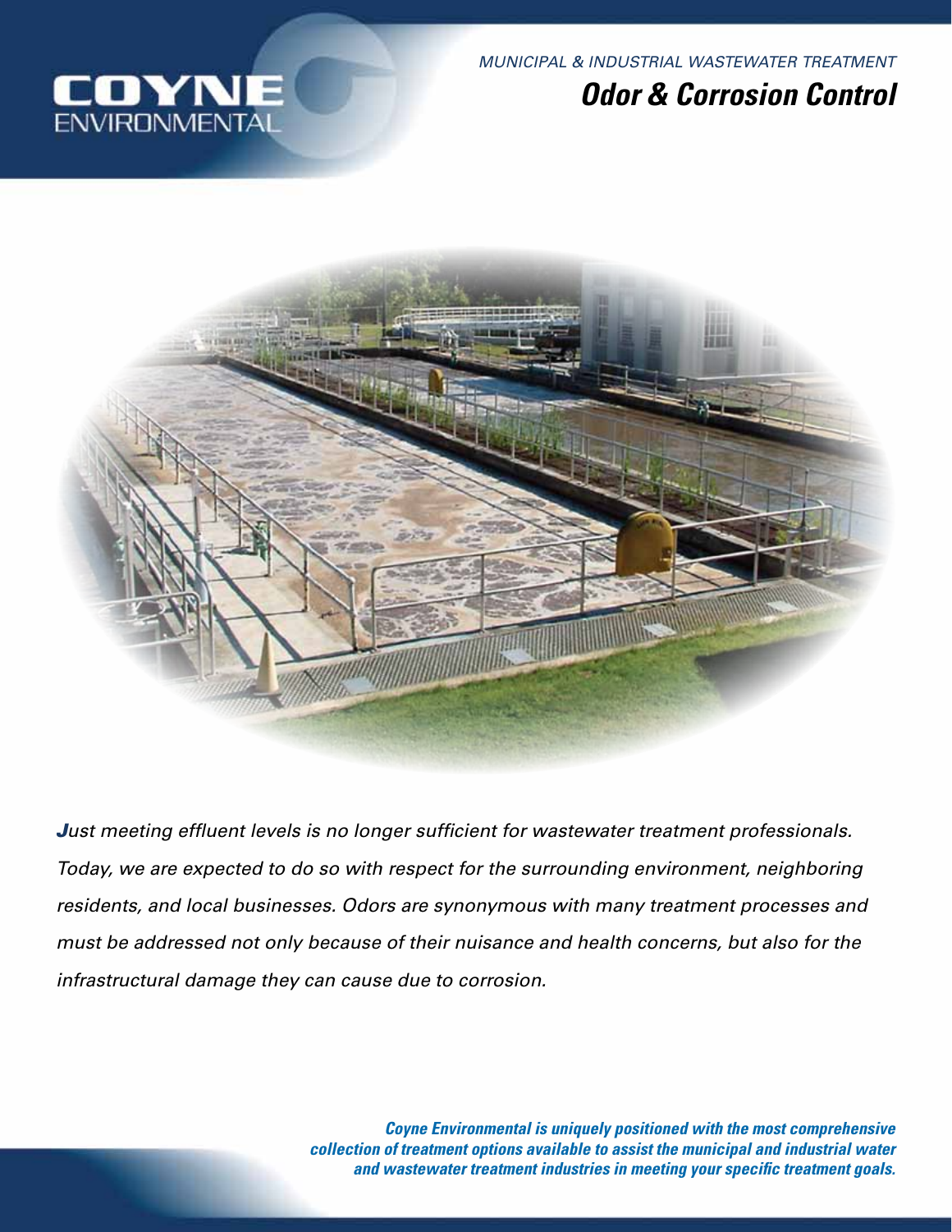COYNE ENVIRONMENTAL

*MUNICIPAL & INDUSTRIAL WASTEWATER TREATMENT*

# *Odor & Corrosion Control*

*Just meeting effluent levels is no longer sufficient for wastewater treatment professionals. Today, we are expected to do so with respect for the surrounding environment, neighboring residents, and local businesses. Odors are synonymous with many treatment processes and must be addressed not only because of their nuisance and health concerns, but also for the infrastructural damage they can cause due to corrosion.*

***Coyne Environmental is uniquely positioned with the most comprehensive collection of treatment options available to assist the municipal and industrial water and wastewater treatment industries in meeting your specific treatment goals.***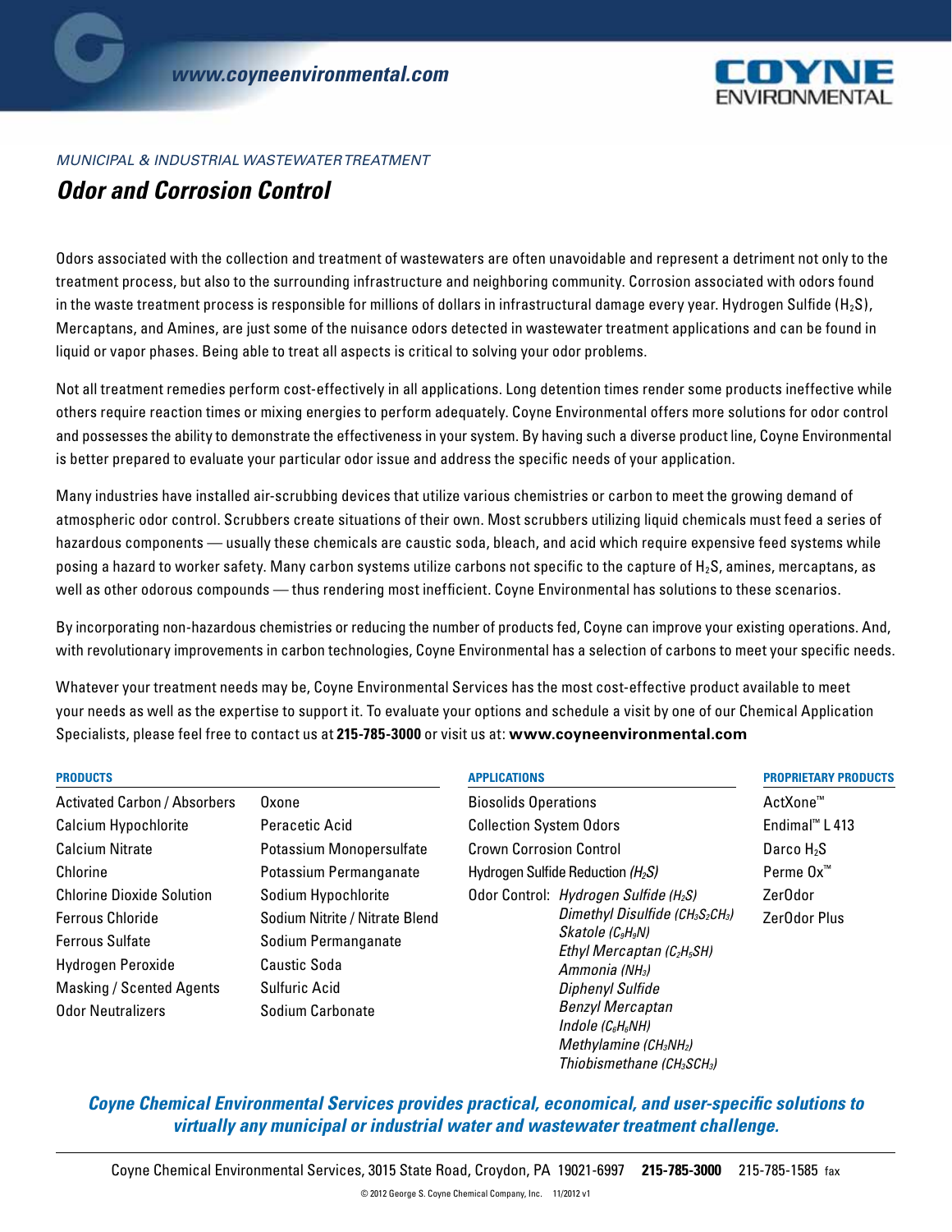*MUNICIPAL & INDUSTRIAL WASTEWATER TREATMENT*

# *Odor and Corrosion Control*

Odors associated with the collection and treatment of wastewaters are often unavoidable and represent a detriment not only to the treatment process, but also to the surrounding infrastructure and neighboring community. Corrosion associated with odors found in the waste treatment process is responsible for millions of dollars in infrastructural damage every year. Hydrogen Sulfide ($H_2S$), Mercaptans, and Amines, are just some of the nuisance odors detected in wastewater treatment applications and can be found in liquid or vapor phases. Being able to treat all aspects is critical to solving your odor problems.

Not all treatment remedies perform cost-effectively in all applications. Long detention times render some products ineffective while others require reaction times or mixing energies to perform adequately. Coyne Environmental offers more solutions for odor control and possesses the ability to demonstrate the effectiveness in your system. By having such a diverse product line, Coyne Environmental is better prepared to evaluate your particular odor issue and address the specific needs of your application.

Many industries have installed air-scrubbing devices that utilize various chemistries or carbon to meet the growing demand of atmospheric odor control. Scrubbers create situations of their own. Most scrubbers utilizing liquid chemicals must feed a series of hazardous components — usually these chemicals are caustic soda, bleach, and acid which require expensive feed systems while posing a hazard to worker safety. Many carbon systems utilize carbons not specific to the capture of $H_2S$, amines, mercaptans, as well as other odorous compounds — thus rendering most inefficient. Coyne Environmental has solutions to these scenarios.

By incorporating non-hazardous chemistries or reducing the number of products fed, Coyne can improve your existing operations. And, with revolutionary improvements in carbon technologies, Coyne Environmental has a selection of carbons to meet your specific needs.

Whatever your treatment needs may be, Coyne Environmental Services has the most cost-effective product available to meet your needs as well as the expertise to support it. To evaluate your options and schedule a visit by one of our Chemical Application Specialists, please feel free to contact us at **215-785-3000** or visit us at: **www.coyneenvironmental.com**

**PRODUCTS**

- Activated Carbon / Absorbers
- Calcium Hypochlorite
- Calcium Nitrate
- Chlorine
- Chlorine Dioxide Solution
- Ferrous Chloride
- Ferrous Sulfate
- Hydrogen Peroxide
- Masking / Scented Agents
- Odor Neutralizers
- Oxone
- Peracetic Acid
- Potassium Monopersulfate
- Potassium Permanganate
- Sodium Hypochlorite
- Sodium Nitrite / Nitrate Blend
- Sodium Permanganate
- Caustic Soda
- Sulfuric Acid
- Sodium Carbonate

**APPLICATIONS**

- Biosolids Operations
- Collection System Odors
- Crown Corrosion Control
- Hydrogen Sulfide Reduction *($H_2S$)*
- Odor Control:
  - *Hydrogen Sulfide ($H_2S$)*
  - *Dimethyl Disulfide ($CH_3S_2CH_3$)*
  - *Skatole ($C_9H_9N$)*
  - *Ethyl Mercaptan ($C_2H_5SH$)*
  - *Ammonia ($NH_3$)*
  - *Diphenyl Sulfide*
  - *Benzyl Mercaptan*
  - *Indole ($C_6H_6NH$)*
  - *Methylamine ($CH_3NH_2$)*
  - *Thiobismethane ($CH_3SCH_3$)*

**PROPRIETARY PRODUCTS**

- ActXone™
- Endimal™ L 413
- Darco $H_2S$
- Perme Ox™
- ZerOdor
- ZerOdor Plus

***Coyne Chemical Environmental Services provides practical, economical, and user-specific solutions to virtually any municipal or industrial water and wastewater treatment challenge.***

Coyne Chemical Environmental Services, 3015 State Road, Croydon, PA 19021-6997 **215-785-3000** 215-785-1585 fax

© 2012 George S. Coyne Chemical Company, Inc. 11/2012 v1